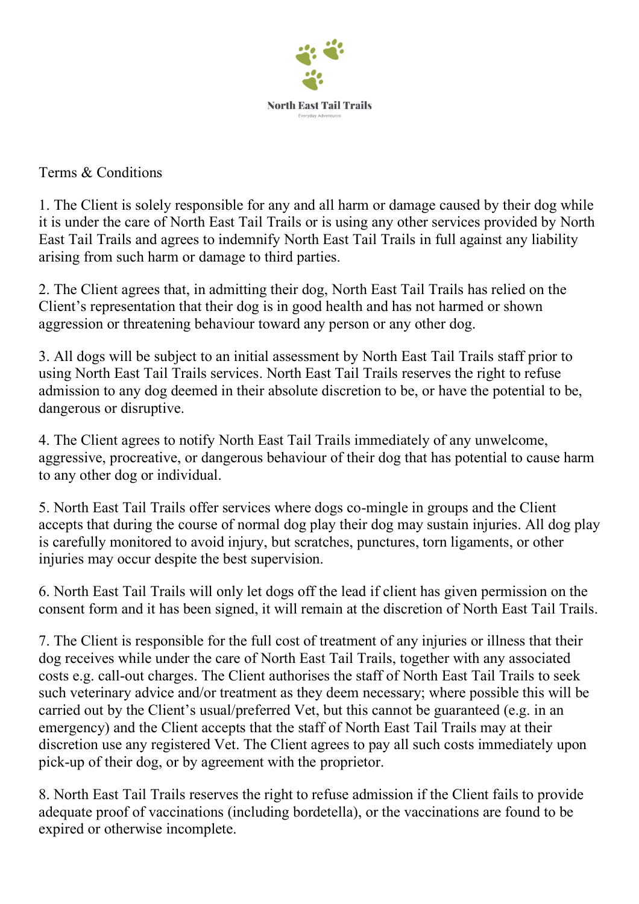North East Tail Trails

Everyday Adventures

Terms & Conditions

1. The Client is solely responsible for any and all harm or damage caused by their dog while it is under the care of North East Tail Trails or is using any other services provided by North East Tail Trails and agrees to indemnify North East Tail Trails in full against any liability arising from such harm or damage to third parties.

2. The Client agrees that, in admitting their dog, North East Tail Trails has relied on the Client's representation that their dog is in good health and has not harmed or shown aggression or threatening behaviour toward any person or any other dog.

3. All dogs will be subject to an initial assessment by North East Tail Trails staff prior to using North East Tail Trails services. North East Tail Trails reserves the right to refuse admission to any dog deemed in their absolute discretion to be, or have the potential to be, dangerous or disruptive.

4. The Client agrees to notify North East Tail Trails immediately of any unwelcome, aggressive, procreative, or dangerous behaviour of their dog that has potential to cause harm to any other dog or individual.

5. North East Tail Trails offer services where dogs co-mingle in groups and the Client accepts that during the course of normal dog play their dog may sustain injuries. All dog play is carefully monitored to avoid injury, but scratches, punctures, torn ligaments, or other injuries may occur despite the best supervision.

6. North East Tail Trails will only let dogs off the lead if client has given permission on the consent form and it has been signed, it will remain at the discretion of North East Tail Trails.

7. The Client is responsible for the full cost of treatment of any injuries or illness that their dog receives while under the care of North East Tail Trails, together with any associated costs e.g. call-out charges. The Client authorises the staff of North East Tail Trails to seek such veterinary advice and/or treatment as they deem necessary; where possible this will be carried out by the Client's usual/preferred Vet, but this cannot be guaranteed (e.g. in an emergency) and the Client accepts that the staff of North East Tail Trails may at their discretion use any registered Vet. The Client agrees to pay all such costs immediately upon pick-up of their dog, or by agreement with the proprietor.

8. North East Tail Trails reserves the right to refuse admission if the Client fails to provide adequate proof of vaccinations (including bordetella), or the vaccinations are found to be expired or otherwise incomplete.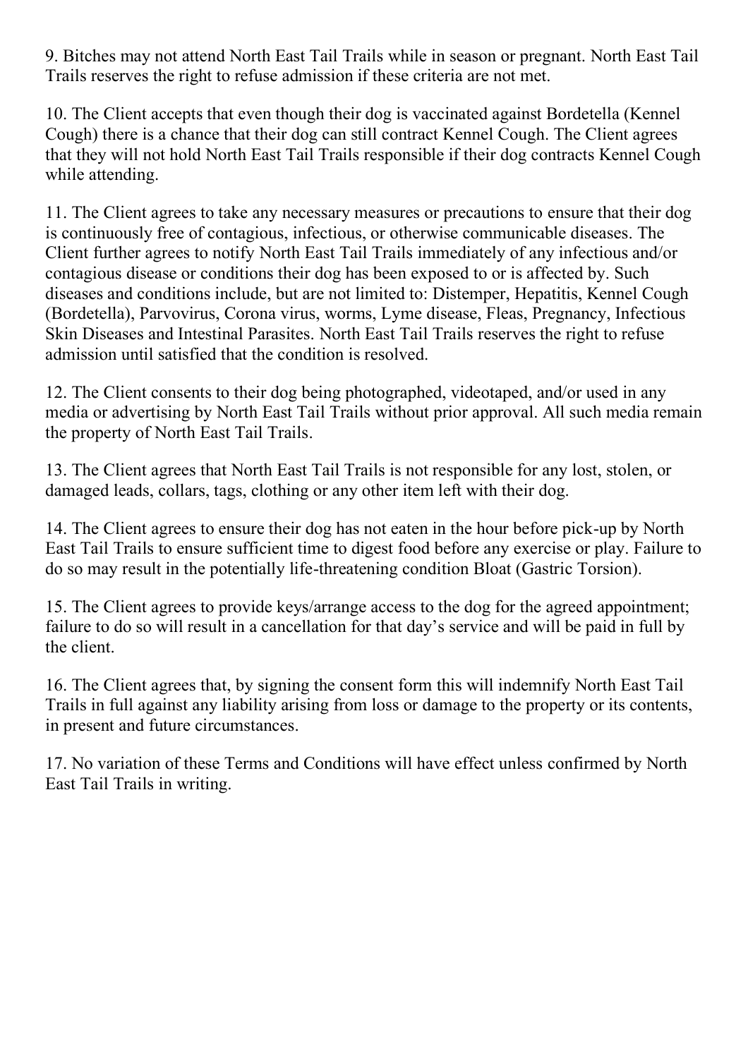9. Bitches may not attend North East Tail Trails while in season or pregnant. North East Tail Trails reserves the right to refuse admission if these criteria are not met.

10. The Client accepts that even though their dog is vaccinated against Bordetella (Kennel Cough) there is a chance that their dog can still contract Kennel Cough. The Client agrees that they will not hold North East Tail Trails responsible if their dog contracts Kennel Cough while attending.

11. The Client agrees to take any necessary measures or precautions to ensure that their dog is continuously free of contagious, infectious, or otherwise communicable diseases. The Client further agrees to notify North East Tail Trails immediately of any infectious and/or contagious disease or conditions their dog has been exposed to or is affected by. Such diseases and conditions include, but are not limited to: Distemper, Hepatitis, Kennel Cough (Bordetella), Parvovirus, Corona virus, worms, Lyme disease, Fleas, Pregnancy, Infectious Skin Diseases and Intestinal Parasites. North East Tail Trails reserves the right to refuse admission until satisfied that the condition is resolved.

12. The Client consents to their dog being photographed, videotaped, and/or used in any media or advertising by North East Tail Trails without prior approval. All such media remain the property of North East Tail Trails.

13. The Client agrees that North East Tail Trails is not responsible for any lost, stolen, or damaged leads, collars, tags, clothing or any other item left with their dog.

14. The Client agrees to ensure their dog has not eaten in the hour before pick-up by North East Tail Trails to ensure sufficient time to digest food before any exercise or play. Failure to do so may result in the potentially life-threatening condition Bloat (Gastric Torsion).

15. The Client agrees to provide keys/arrange access to the dog for the agreed appointment; failure to do so will result in a cancellation for that day's service and will be paid in full by the client.

16. The Client agrees that, by signing the consent form this will indemnify North East Tail Trails in full against any liability arising from loss or damage to the property or its contents, in present and future circumstances.

17. No variation of these Terms and Conditions will have effect unless confirmed by North East Tail Trails in writing.